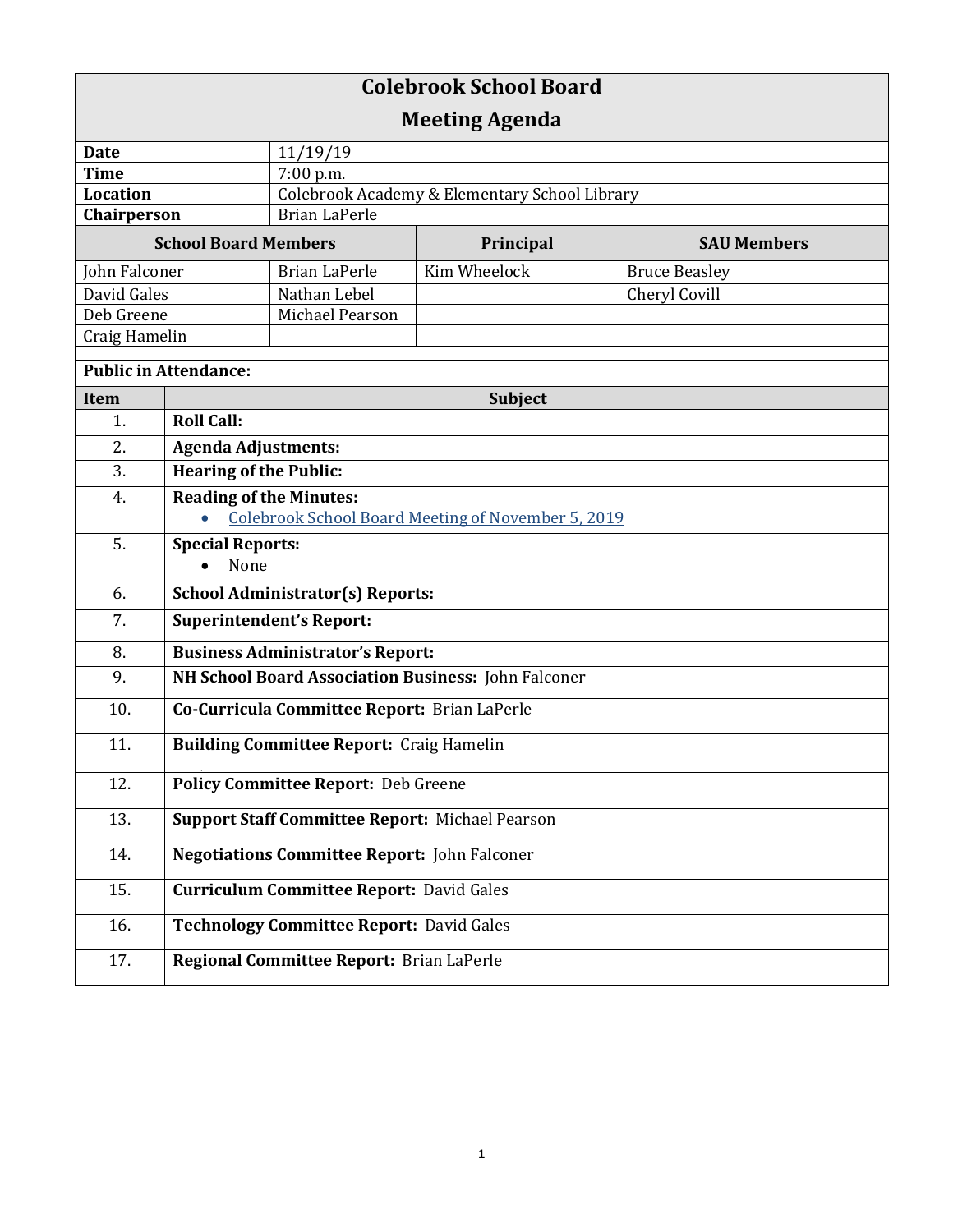# Colebrook School Board

## Meeting Agenda

| | |
|---|---|
| **Date** | 11/19/19 |
| **Time** | 7:00 p.m. |
| **Location** | Colebrook Academy & Elementary School Library |
| **Chairperson** | Brian LaPerle |

| School Board Members | | Principal | SAU Members |
|---|---|---|---|
| John Falconer | Brian LaPerle | Kim Wheelock | Bruce Beasley |
| David Gales | Nathan Lebel | | Cheryl Covill |
| Deb Greene | Michael Pearson | | |
| Craig Hamelin | | | |

**Public in Attendance:**

| Item | Subject |
|---|---|
| 1. | **Roll Call:** |
| 2. | **Agenda Adjustments:** |
| 3. | **Hearing of the Public:** |
| 4. | **Reading of the Minutes:** <br>• Colebrook School Board Meeting of November 5, 2019 |
| 5. | **Special Reports:** <br>• None |
| 6. | **School Administrator(s) Reports:** |
| 7. | **Superintendent's Report:** |
| 8. | **Business Administrator's Report:** |
| 9. | **NH School Board Association Business:** John Falconer |
| 10. | **Co-Curricula Committee Report:** Brian LaPerle |
| 11. | **Building Committee Report:** Craig Hamelin |
| 12. | **Policy Committee Report:** Deb Greene |
| 13. | **Support Staff Committee Report:** Michael Pearson |
| 14. | **Negotiations Committee Report:** John Falconer |
| 15. | **Curriculum Committee Report:** David Gales |
| 16. | **Technology Committee Report:** David Gales |
| 17. | **Regional Committee Report:** Brian LaPerle |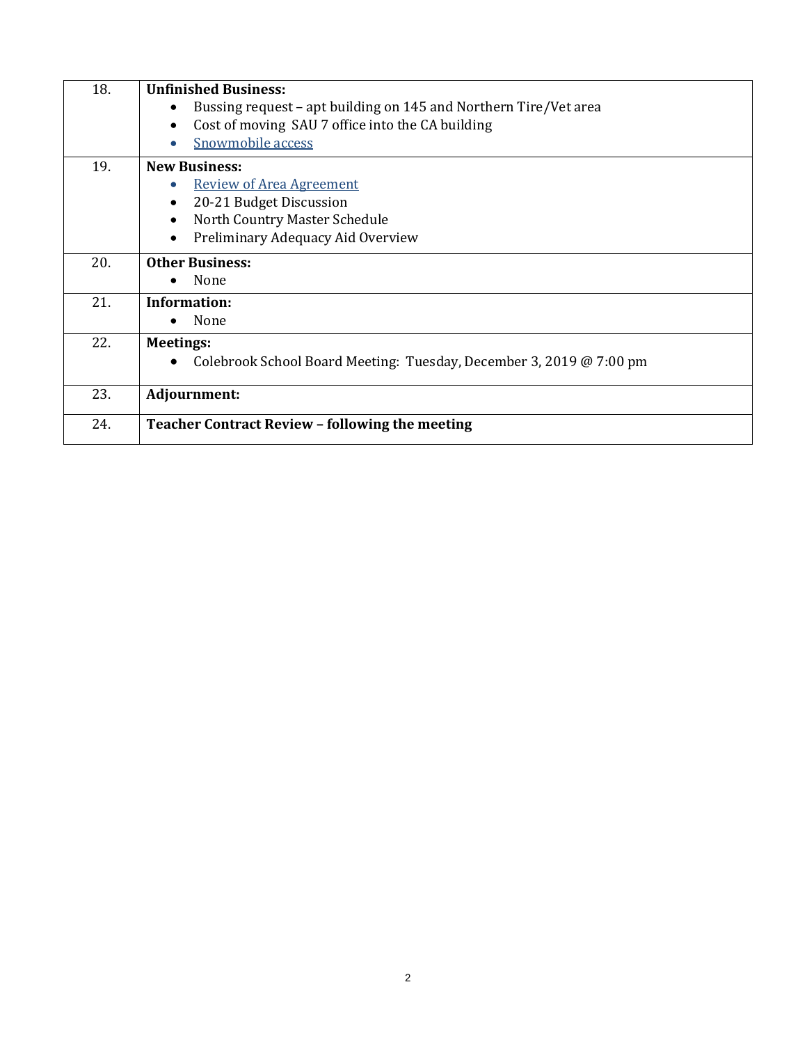| | |
|---|---|
| 18. | **Unfinished Business:**<br>• Bussing request – apt building on 145 and Northern Tire/Vet area<br>• Cost of moving SAU 7 office into the CA building<br>• Snowmobile access |
| 19. | **New Business:**<br>• Review of Area Agreement<br>• 20-21 Budget Discussion<br>• North Country Master Schedule<br>• Preliminary Adequacy Aid Overview |
| 20. | **Other Business:**<br>• None |
| 21. | **Information:**<br>• None |
| 22. | **Meetings:**<br>• Colebrook School Board Meeting: Tuesday, December 3, 2019 @ 7:00 pm |
| 23. | **Adjournment:** |
| 24. | **Teacher Contract Review – following the meeting** |